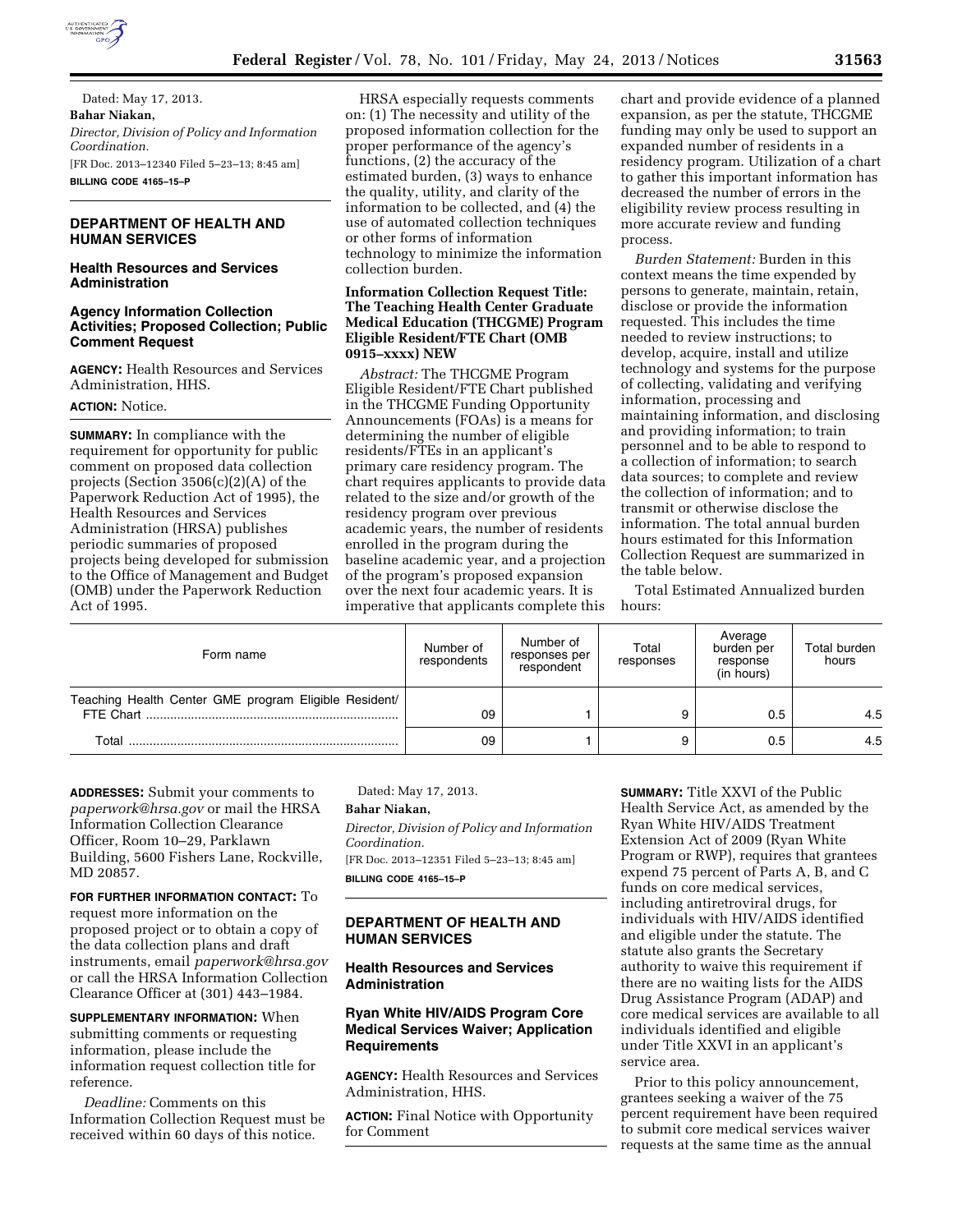Dated: May 17, 2013.

**Bahar Niakan,**

*Director, Division of Policy and Information Coordination.*

[FR Doc. 2013–12340 Filed 5–23–13; 8:45 am]

**BILLING CODE 4165–15–P**

## DEPARTMENT OF HEALTH AND HUMAN SERVICES

### Health Resources and Services Administration

### Agency Information Collection Activities; Proposed Collection; Public Comment Request

**AGENCY:** Health Resources and Services Administration, HHS.

**ACTION:** Notice.

**SUMMARY:** In compliance with the requirement for opportunity for public comment on proposed data collection projects (Section 3506(c)(2)(A) of the Paperwork Reduction Act of 1995), the Health Resources and Services Administration (HRSA) publishes periodic summaries of proposed projects being developed for submission to the Office of Management and Budget (OMB) under the Paperwork Reduction Act of 1995.

HRSA especially requests comments on: (1) The necessity and utility of the proposed information collection for the proper performance of the agency's functions, (2) the accuracy of the estimated burden, (3) ways to enhance the quality, utility, and clarity of the information to be collected, and (4) the use of automated collection techniques or other forms of information technology to minimize the information collection burden.

**Information Collection Request Title: The Teaching Health Center Graduate Medical Education (THCGME) Program Eligible Resident/FTE Chart (OMB 0915–xxxx) NEW**

*Abstract:* The THCGME Program Eligible Resident/FTE Chart published in the THCGME Funding Opportunity Announcements (FOAs) is a means for determining the number of eligible residents/FTEs in an applicant's primary care residency program. The chart requires applicants to provide data related to the size and/or growth of the residency program over previous academic years, the number of residents enrolled in the program during the baseline academic year, and a projection of the program's proposed expansion over the next four academic years. It is imperative that applicants complete this chart and provide evidence of a planned expansion, as per the statute, THCGME funding may only be used to support an expanded number of residents in a residency program. Utilization of a chart to gather this important information has decreased the number of errors in the eligibility review process resulting in more accurate review and funding process.

*Burden Statement:* Burden in this context means the time expended by persons to generate, maintain, retain, disclose or provide the information requested. This includes the time needed to review instructions; to develop, acquire, install and utilize technology and systems for the purpose of collecting, validating and verifying information, processing and maintaining information, and disclosing and providing information; to train personnel and to be able to respond to a collection of information; to search data sources; to complete and review the collection of information; and to transmit or otherwise disclose the information. The total annual burden hours estimated for this Information Collection Request are summarized in the table below.

Total Estimated Annualized burden hours:

| Form name | Number of respondents | Number of responses per respondent | Total responses | Average burden per response (in hours) | Total burden hours |
|---|---|---|---|---|---|
| Teaching Health Center GME program Eligible Resident/ FTE Chart | 09 | 1 | 9 | 0.5 | 4.5 |
| Total | 09 | 1 | 9 | 0.5 | 4.5 |

**ADDRESSES:** Submit your comments to *paperwork@hrsa.gov* or mail the HRSA Information Collection Clearance Officer, Room 10–29, Parklawn Building, 5600 Fishers Lane, Rockville, MD 20857.

**FOR FURTHER INFORMATION CONTACT:** To request more information on the proposed project or to obtain a copy of the data collection plans and draft instruments, email *paperwork@hrsa.gov* or call the HRSA Information Collection Clearance Officer at (301) 443–1984.

**SUPPLEMENTARY INFORMATION:** When submitting comments or requesting information, please include the information request collection title for reference.

*Deadline:* Comments on this Information Collection Request must be received within 60 days of this notice.

Dated: May 17, 2013.

**Bahar Niakan,**

*Director, Division of Policy and Information Coordination.*

[FR Doc. 2013–12351 Filed 5–23–13; 8:45 am]

**BILLING CODE 4165–15–P**

## DEPARTMENT OF HEALTH AND HUMAN SERVICES

### Health Resources and Services Administration

### Ryan White HIV/AIDS Program Core Medical Services Waiver; Application Requirements

**AGENCY:** Health Resources and Services Administration, HHS.

**ACTION:** Final Notice with Opportunity for Comment

**SUMMARY:** Title XXVI of the Public Health Service Act, as amended by the Ryan White HIV/AIDS Treatment Extension Act of 2009 (Ryan White Program or RWP), requires that grantees expend 75 percent of Parts A, B, and C funds on core medical services, including antiretroviral drugs, for individuals with HIV/AIDS identified and eligible under the statute. The statute also grants the Secretary authority to waive this requirement if there are no waiting lists for the AIDS Drug Assistance Program (ADAP) and core medical services are available to all individuals identified and eligible under Title XXVI in an applicant's service area.

Prior to this policy announcement, grantees seeking a waiver of the 75 percent requirement have been required to submit core medical services waiver requests at the same time as the annual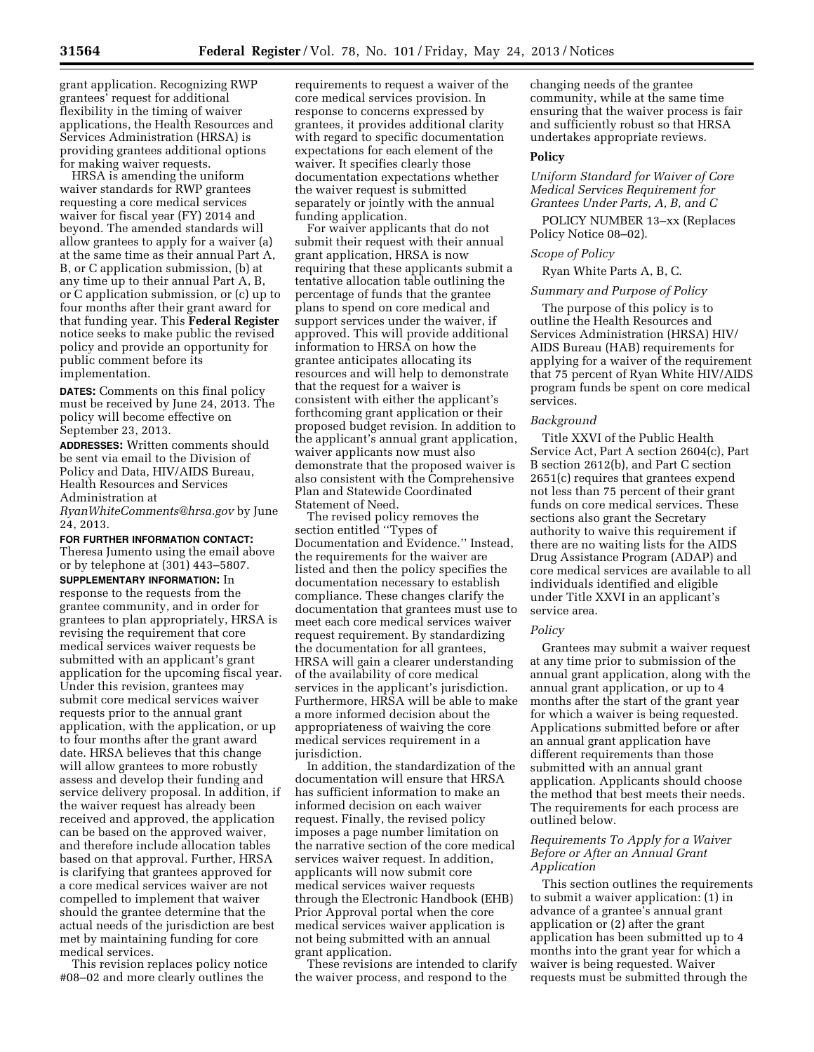grant application. Recognizing RWP grantees' request for additional flexibility in the timing of waiver applications, the Health Resources and Services Administration (HRSA) is providing grantees additional options for making waiver requests.

HRSA is amending the uniform waiver standards for RWP grantees requesting a core medical services waiver for fiscal year (FY) 2014 and beyond. The amended standards will allow grantees to apply for a waiver (a) at the same time as their annual Part A, B, or C application submission, (b) at any time up to their annual Part A, B, or C application submission, or (c) up to four months after their grant award for that funding year. This **Federal Register** notice seeks to make public the revised policy and provide an opportunity for public comment before its implementation.

**DATES:** Comments on this final policy must be received by June 24, 2013. The policy will become effective on September 23, 2013.

**ADDRESSES:** Written comments should be sent via email to the Division of Policy and Data, HIV/AIDS Bureau, Health Resources and Services Administration at *RyanWhiteComments@hrsa.gov* by June 24, 2013.

**FOR FURTHER INFORMATION CONTACT:** Theresa Jumento using the email above or by telephone at (301) 443–5807.

**SUPPLEMENTARY INFORMATION:** In response to the requests from the grantee community, and in order for grantees to plan appropriately, HRSA is revising the requirement that core medical services waiver requests be submitted with an applicant's grant application for the upcoming fiscal year. Under this revision, grantees may submit core medical services waiver requests prior to the annual grant application, with the application, or up to four months after the grant award date. HRSA believes that this change will allow grantees to more robustly assess and develop their funding and service delivery proposal. In addition, if the waiver request has already been received and approved, the application can be based on the approved waiver, and therefore include allocation tables based on that approval. Further, HRSA is clarifying that grantees approved for a core medical services waiver are not compelled to implement that waiver should the grantee determine that the actual needs of the jurisdiction are best met by maintaining funding for core medical services.

This revision replaces policy notice #08–02 and more clearly outlines the requirements to request a waiver of the core medical services provision. In response to concerns expressed by grantees, it provides additional clarity with regard to specific documentation expectations for each element of the waiver. It specifies clearly those documentation expectations whether the waiver request is submitted separately or jointly with the annual funding application.

For waiver applicants that do not submit their request with their annual grant application, HRSA is now requiring that these applicants submit a tentative allocation table outlining the percentage of funds that the grantee plans to spend on core medical and support services under the waiver, if approved. This will provide additional information to HRSA on how the grantee anticipates allocating its resources and will help to demonstrate that the request for a waiver is consistent with either the applicant's forthcoming grant application or their proposed budget revision. In addition to the applicant's annual grant application, waiver applicants now must also demonstrate that the proposed waiver is also consistent with the Comprehensive Plan and Statewide Coordinated Statement of Need.

The revised policy removes the section entitled ''Types of Documentation and Evidence.'' Instead, the requirements for the waiver are listed and then the policy specifies the documentation necessary to establish compliance. These changes clarify the documentation that grantees must use to meet each core medical services waiver request requirement. By standardizing the documentation for all grantees, HRSA will gain a clearer understanding of the availability of core medical services in the applicant's jurisdiction. Furthermore, HRSA will be able to make a more informed decision about the appropriateness of waiving the core medical services requirement in a jurisdiction.

In addition, the standardization of the documentation will ensure that HRSA has sufficient information to make an informed decision on each waiver request. Finally, the revised policy imposes a page number limitation on the narrative section of the core medical services waiver request. In addition, applicants will now submit core medical services waiver requests through the Electronic Handbook (EHB) Prior Approval portal when the core medical services waiver application is not being submitted with an annual grant application.

These revisions are intended to clarify the waiver process, and respond to the changing needs of the grantee community, while at the same time ensuring that the waiver process is fair and sufficiently robust so that HRSA undertakes appropriate reviews.

## Policy

*Uniform Standard for Waiver of Core Medical Services Requirement for Grantees Under Parts, A, B, and C*

POLICY NUMBER 13–xx (Replaces Policy Notice 08–02).

*Scope of Policy*

Ryan White Parts A, B, C.

*Summary and Purpose of Policy*

The purpose of this policy is to outline the Health Resources and Services Administration (HRSA) HIV/AIDS Bureau (HAB) requirements for applying for a waiver of the requirement that 75 percent of Ryan White HIV/AIDS program funds be spent on core medical services.

*Background*

Title XXVI of the Public Health Service Act, Part A section 2604(c), Part B section 2612(b), and Part C section 2651(c) requires that grantees expend not less than 75 percent of their grant funds on core medical services. These sections also grant the Secretary authority to waive this requirement if there are no waiting lists for the AIDS Drug Assistance Program (ADAP) and core medical services are available to all individuals identified and eligible under Title XXVI in an applicant's service area.

*Policy*

Grantees may submit a waiver request at any time prior to submission of the annual grant application, along with the annual grant application, or up to 4 months after the start of the grant year for which a waiver is being requested. Applications submitted before or after an annual grant application have different requirements than those submitted with an annual grant application. Applicants should choose the method that best meets their needs. The requirements for each process are outlined below.

*Requirements To Apply for a Waiver Before or After an Annual Grant Application*

This section outlines the requirements to submit a waiver application: (1) in advance of a grantee's annual grant application or (2) after the grant application has been submitted up to 4 months into the grant year for which a waiver is being requested. Waiver requests must be submitted through the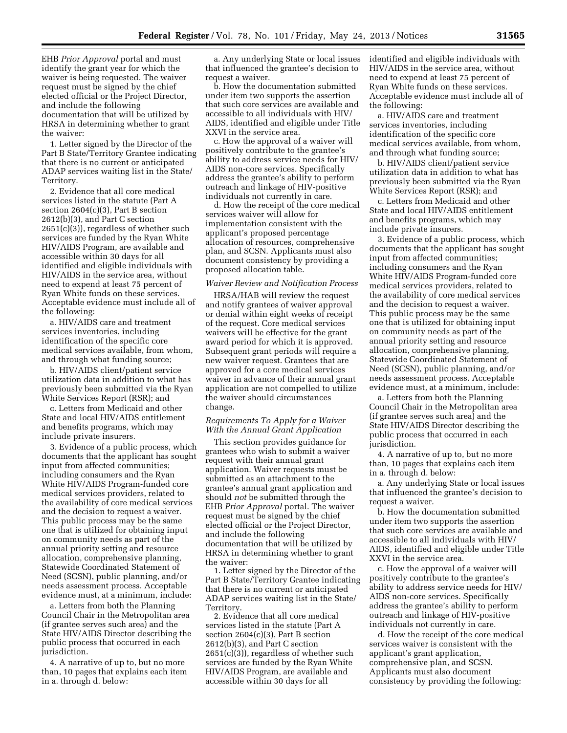EHB *Prior Approval* portal and must identify the grant year for which the waiver is being requested. The waiver request must be signed by the chief elected official or the Project Director, and include the following documentation that will be utilized by HRSA in determining whether to grant the waiver:

1. Letter signed by the Director of the Part B State/Territory Grantee indicating that there is no current or anticipated ADAP services waiting list in the State/Territory.

2. Evidence that all core medical services listed in the statute (Part A section 2604(c)(3), Part B section 2612(b)(3), and Part C section 2651(c)(3)), regardless of whether such services are funded by the Ryan White HIV/AIDS Program, are available and accessible within 30 days for all identified and eligible individuals with HIV/AIDS in the service area, without need to expend at least 75 percent of Ryan White funds on these services. Acceptable evidence must include all of the following:

a. HIV/AIDS care and treatment services inventories, including identification of the specific core medical services available, from whom, and through what funding source;

b. HIV/AIDS client/patient service utilization data in addition to what has previously been submitted via the Ryan White Services Report (RSR); and

c. Letters from Medicaid and other State and local HIV/AIDS entitlement and benefits programs, which may include private insurers.

3. Evidence of a public process, which documents that the applicant has sought input from affected communities; including consumers and the Ryan White HIV/AIDS Program-funded core medical services providers, related to the availability of core medical services and the decision to request a waiver. This public process may be the same one that is utilized for obtaining input on community needs as part of the annual priority setting and resource allocation, comprehensive planning, Statewide Coordinated Statement of Need (SCSN), public planning, and/or needs assessment process. Acceptable evidence must, at a minimum, include:

a. Letters from both the Planning Council Chair in the Metropolitan area (if grantee serves such area) and the State HIV/AIDS Director describing the public process that occurred in each jurisdiction.

4. A narrative of up to, but no more than, 10 pages that explains each item in a. through d. below:

a. Any underlying State or local issues that influenced the grantee's decision to request a waiver.

b. How the documentation submitted under item two supports the assertion that such core services are available and accessible to all individuals with HIV/AIDS, identified and eligible under Title XXVI in the service area.

c. How the approval of a waiver will positively contribute to the grantee's ability to address service needs for HIV/AIDS non-core services. Specifically address the grantee's ability to perform outreach and linkage of HIV-positive individuals not currently in care.

d. How the receipt of the core medical services waiver will allow for implementation consistent with the applicant's proposed percentage allocation of resources, comprehensive plan, and SCSN. Applicants must also document consistency by providing a proposed allocation table.

*Waiver Review and Notification Process*

HRSA/HAB will review the request and notify grantees of waiver approval or denial within eight weeks of receipt of the request. Core medical services waivers will be effective for the grant award period for which it is approved. Subsequent grant periods will require a new waiver request. Grantees that are approved for a core medical services waiver in advance of their annual grant application are not compelled to utilize the waiver should circumstances change.

*Requirements To Apply for a Waiver With the Annual Grant Application*

This section provides guidance for grantees who wish to submit a waiver request with their annual grant application. Waiver requests must be submitted as an attachment to the grantee's annual grant application and should *not* be submitted through the EHB *Prior Approval* portal. The waiver request must be signed by the chief elected official or the Project Director, and include the following documentation that will be utilized by HRSA in determining whether to grant the waiver:

1. Letter signed by the Director of the Part B State/Territory Grantee indicating that there is no current or anticipated ADAP services waiting list in the State/Territory.

2. Evidence that all core medical services listed in the statute (Part A section 2604(c)(3), Part B section 2612(b)(3), and Part C section 2651(c)(3)), regardless of whether such services are funded by the Ryan White HIV/AIDS Program, are available and accessible within 30 days for all identified and eligible individuals with HIV/AIDS in the service area, without need to expend at least 75 percent of Ryan White funds on these services. Acceptable evidence must include all of the following:

a. HIV/AIDS care and treatment services inventories, including identification of the specific core medical services available, from whom, and through what funding source;

b. HIV/AIDS client/patient service utilization data in addition to what has previously been submitted via the Ryan White Services Report (RSR); and

c. Letters from Medicaid and other State and local HIV/AIDS entitlement and benefits programs, which may include private insurers.

3. Evidence of a public process, which documents that the applicant has sought input from affected communities; including consumers and the Ryan White HIV/AIDS Program-funded core medical services providers, related to the availability of core medical services and the decision to request a waiver. This public process may be the same one that is utilized for obtaining input on community needs as part of the annual priority setting and resource allocation, comprehensive planning, Statewide Coordinated Statement of Need (SCSN), public planning, and/or needs assessment process. Acceptable evidence must, at a minimum, include:

a. Letters from both the Planning Council Chair in the Metropolitan area (if grantee serves such area) and the State HIV/AIDS Director describing the public process that occurred in each jurisdiction.

4. A narrative of up to, but no more than, 10 pages that explains each item in a. through d. below:

a. Any underlying State or local issues that influenced the grantee's decision to request a waiver.

b. How the documentation submitted under item two supports the assertion that such core services are available and accessible to all individuals with HIV/AIDS, identified and eligible under Title XXVI in the service area.

c. How the approval of a waiver will positively contribute to the grantee's ability to address service needs for HIV/AIDS non-core services. Specifically address the grantee's ability to perform outreach and linkage of HIV-positive individuals not currently in care.

d. How the receipt of the core medical services waiver is consistent with the applicant's grant application, comprehensive plan, and SCSN. Applicants must also document consistency by providing the following: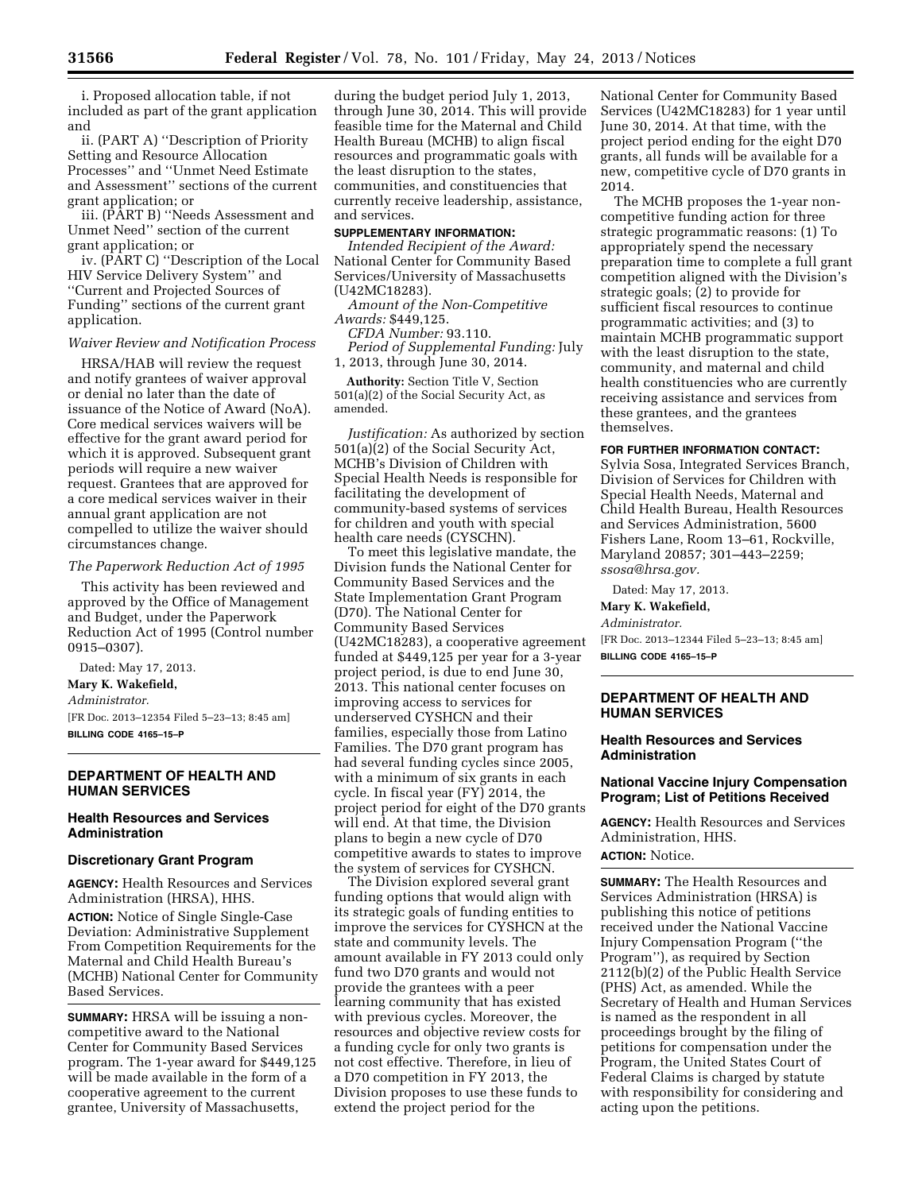i. Proposed allocation table, if not included as part of the grant application and

ii. (PART A) ''Description of Priority Setting and Resource Allocation Processes'' and ''Unmet Need Estimate and Assessment'' sections of the current grant application; or

iii. (PART B) ''Needs Assessment and Unmet Need'' section of the current grant application; or

iv. (PART C) ''Description of the Local HIV Service Delivery System'' and ''Current and Projected Sources of Funding'' sections of the current grant application.

*Waiver Review and Notification Process*

HRSA/HAB will review the request and notify grantees of waiver approval or denial no later than the date of issuance of the Notice of Award (NoA). Core medical services waivers will be effective for the grant award period for which it is approved. Subsequent grant periods will require a new waiver request. Grantees that are approved for a core medical services waiver in their annual grant application are not compelled to utilize the waiver should circumstances change.

*The Paperwork Reduction Act of 1995*

This activity has been reviewed and approved by the Office of Management and Budget, under the Paperwork Reduction Act of 1995 (Control number 0915–0307).

Dated: May 17, 2013.

**Mary K. Wakefield,**

*Administrator.*

[FR Doc. 2013–12354 Filed 5–23–13; 8:45 am]

**BILLING CODE 4165–15–P**

## DEPARTMENT OF HEALTH AND HUMAN SERVICES

### Health Resources and Services Administration

### Discretionary Grant Program

**AGENCY:** Health Resources and Services Administration (HRSA), HHS.

**ACTION:** Notice of Single Single-Case Deviation: Administrative Supplement From Competition Requirements for the Maternal and Child Health Bureau's (MCHB) National Center for Community Based Services.

**SUMMARY:** HRSA will be issuing a non-competitive award to the National Center for Community Based Services program. The 1-year award for $449,125 will be made available in the form of a cooperative agreement to the current grantee, University of Massachusetts, during the budget period July 1, 2013, through June 30, 2014. This will provide feasible time for the Maternal and Child Health Bureau (MCHB) to align fiscal resources and programmatic goals with the least disruption to the states, communities, and constituencies that currently receive leadership, assistance, and services.

**SUPPLEMENTARY INFORMATION:**

*Intended Recipient of the Award:* National Center for Community Based Services/University of Massachusetts (U42MC18283).

*Amount of the Non-Competitive Awards:* $449,125.

*CFDA Number:* 93.110.

*Period of Supplemental Funding:* July 1, 2013, through June 30, 2014.

**Authority:** Section Title V, Section 501(a)(2) of the Social Security Act, as amended.

*Justification:* As authorized by section 501(a)(2) of the Social Security Act, MCHB's Division of Children with Special Health Needs is responsible for facilitating the development of community-based systems of services for children and youth with special health care needs (CYSCHN).

To meet this legislative mandate, the Division funds the National Center for Community Based Services and the State Implementation Grant Program (D70). The National Center for Community Based Services (U42MC18283), a cooperative agreement funded at $449,125 per year for a 3-year project period, is due to end June 30, 2013. This national center focuses on improving access to services for underserved CYSHCN and their families, especially those from Latino Families. The D70 grant program has had several funding cycles since 2005, with a minimum of six grants in each cycle. In fiscal year (FY) 2014, the project period for eight of the D70 grants will end. At that time, the Division plans to begin a new cycle of D70 competitive awards to states to improve the system of services for CYSHCN.

The Division explored several grant funding options that would align with its strategic goals of funding entities to improve the services for CYSHCN at the state and community levels. The amount available in FY 2013 could only fund two D70 grants and would not provide the grantees with a peer learning community that has existed with previous cycles. Moreover, the resources and objective review costs for a funding cycle for only two grants is not cost effective. Therefore, in lieu of a D70 competition in FY 2013, the Division proposes to use these funds to extend the project period for the National Center for Community Based Services (U42MC18283) for 1 year until June 30, 2014. At that time, with the project period ending for the eight D70 grants, all funds will be available for a new, competitive cycle of D70 grants in 2014.

The MCHB proposes the 1-year non-competitive funding action for three strategic programmatic reasons: (1) To appropriately spend the necessary preparation time to complete a full grant competition aligned with the Division's strategic goals; (2) to provide for sufficient fiscal resources to continue programmatic activities; and (3) to maintain MCHB programmatic support with the least disruption to the state, community, and maternal and child health constituencies who are currently receiving assistance and services from these grantees, and the grantees themselves.

**FOR FURTHER INFORMATION CONTACT:** Sylvia Sosa, Integrated Services Branch, Division of Services for Children with Special Health Needs, Maternal and Child Health Bureau, Health Resources and Services Administration, 5600 Fishers Lane, Room 13–61, Rockville, Maryland 20857; 301–443–2259; *ssosa@hrsa.gov.*

Dated: May 17, 2013.

**Mary K. Wakefield,**

*Administrator.*

[FR Doc. 2013–12344 Filed 5–23–13; 8:45 am]

**BILLING CODE 4165–15–P**

## DEPARTMENT OF HEALTH AND HUMAN SERVICES

### Health Resources and Services Administration

### National Vaccine Injury Compensation Program; List of Petitions Received

**AGENCY:** Health Resources and Services Administration, HHS.

**ACTION:** Notice.

**SUMMARY:** The Health Resources and Services Administration (HRSA) is publishing this notice of petitions received under the National Vaccine Injury Compensation Program (''the Program''), as required by Section 2112(b)(2) of the Public Health Service (PHS) Act, as amended. While the Secretary of Health and Human Services is named as the respondent in all proceedings brought by the filing of petitions for compensation under the Program, the United States Court of Federal Claims is charged by statute with responsibility for considering and acting upon the petitions.